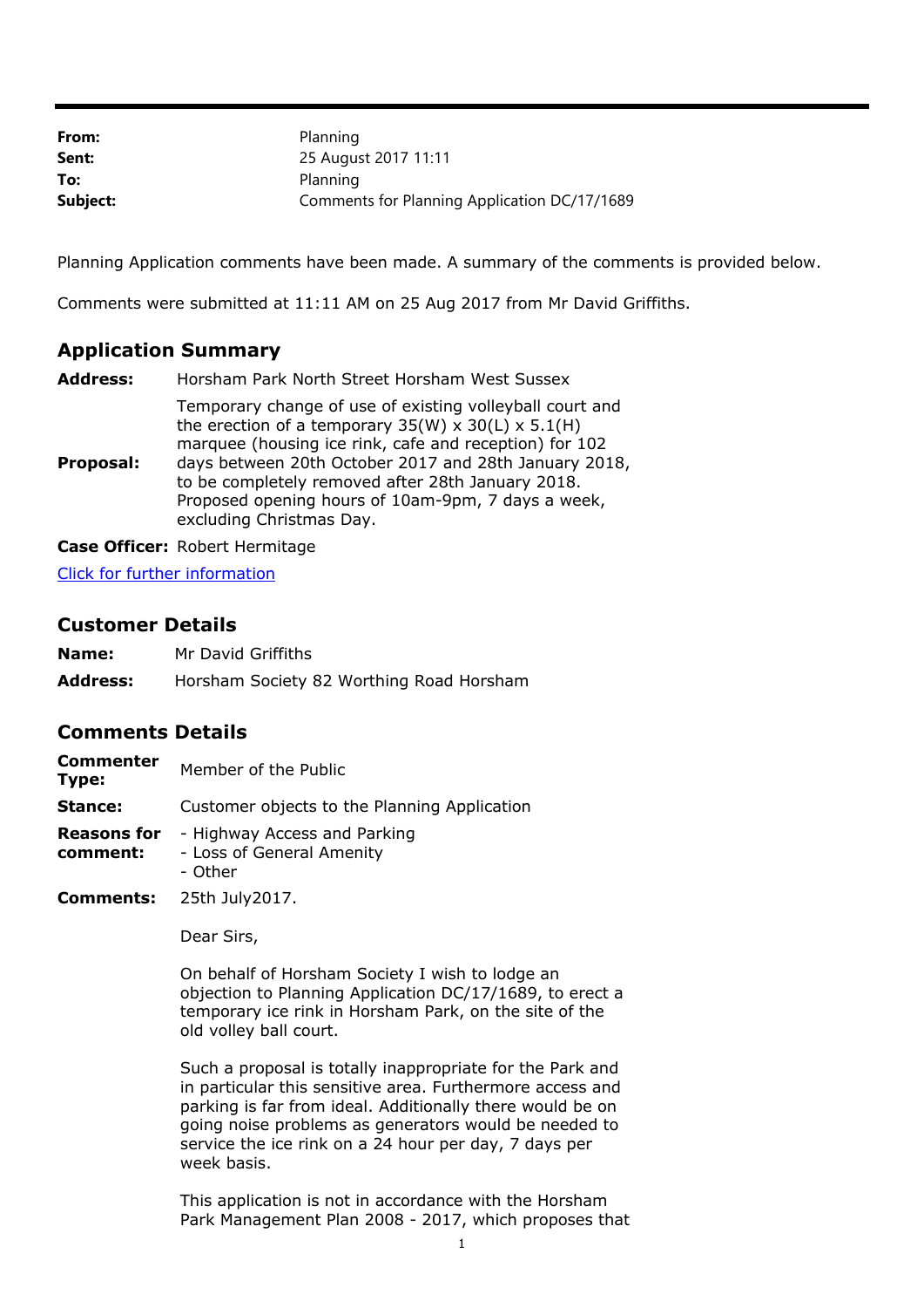| | |
|---|---|
| **From:** | Planning |
| **Sent:** | 25 August 2017 11:11 |
| **To:** | Planning |
| **Subject:** | Comments for Planning Application DC/17/1689 |

Planning Application comments have been made. A summary of the comments is provided below.

Comments were submitted at 11:11 AM on 25 Aug 2017 from Mr David Griffiths.

## Application Summary

| | |
|---|---|
| **Address:** | Horsham Park North Street Horsham West Sussex |
| **Proposal:** | Temporary change of use of existing volleyball court and the erection of a temporary 35(W) x 30(L) x 5.1(H) marquee (housing ice rink, cafe and reception) for 102 days between 20th October 2017 and 28th January 2018, to be completely removed after 28th January 2018. Proposed opening hours of 10am-9pm, 7 days a week, excluding Christmas Day. |
| **Case Officer:** | Robert Hermitage |

[Click for further information]

## Customer Details

| | |
|---|---|
| **Name:** | Mr David Griffiths |
| **Address:** | Horsham Society 82 Worthing Road Horsham |

## Comments Details

| | |
|---|---|
| **Commenter Type:** | Member of the Public |
| **Stance:** | Customer objects to the Planning Application |
| **Reasons for comment:** | - Highway Access and Parking<br>- Loss of General Amenity<br>- Other |

**Comments:** 25th July2017.

Dear Sirs,

On behalf of Horsham Society I wish to lodge an objection to Planning Application DC/17/1689, to erect a temporary ice rink in Horsham Park, on the site of the old volley ball court.

Such a proposal is totally inappropriate for the Park and in particular this sensitive area. Furthermore access and parking is far from ideal. Additionally there would be on going noise problems as generators would be needed to service the ice rink on a 24 hour per day, 7 days per week basis.

This application is not in accordance with the Horsham Park Management Plan 2008 - 2017, which proposes that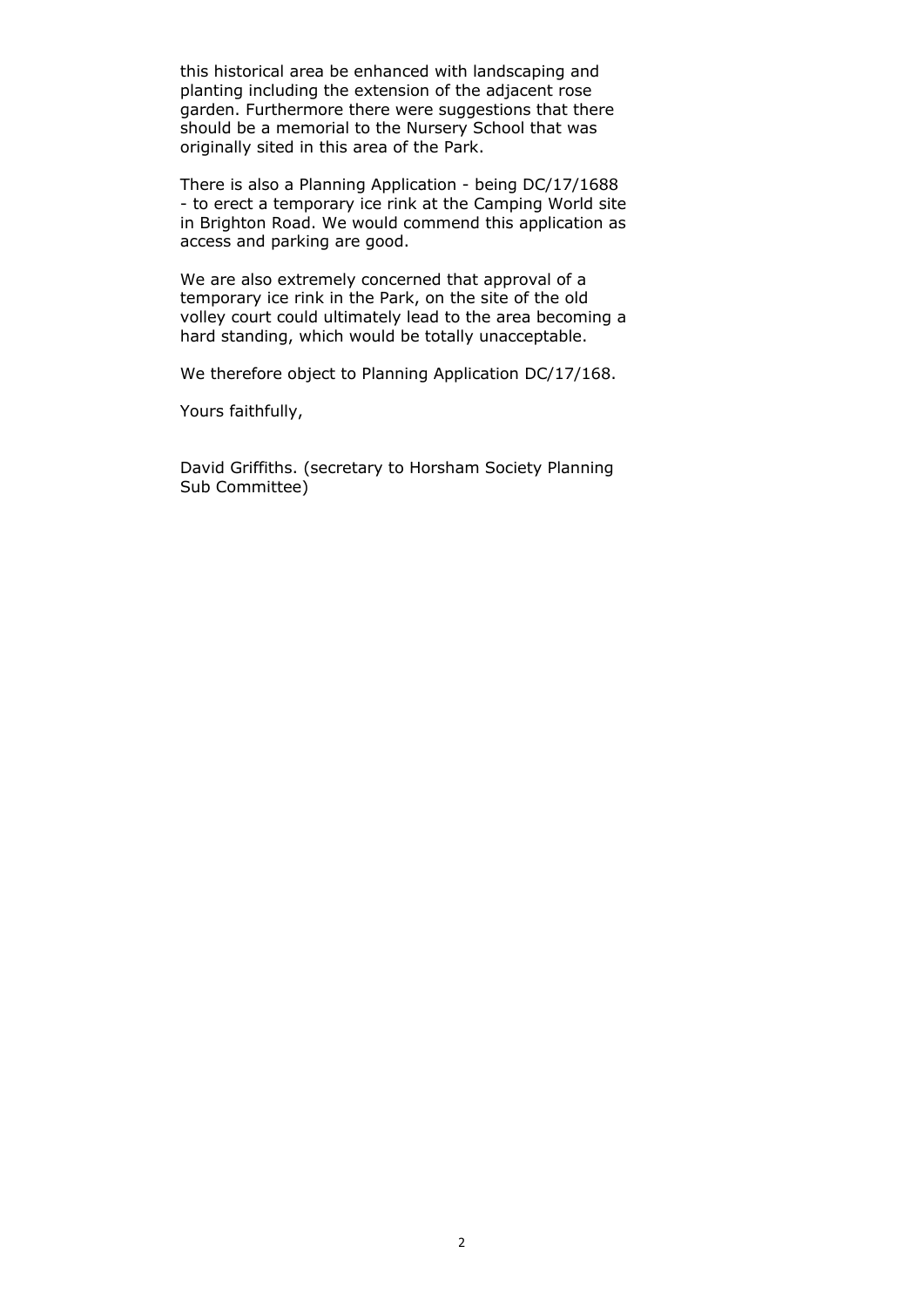this historical area be enhanced with landscaping and planting including the extension of the adjacent rose garden. Furthermore there were suggestions that there should be a memorial to the Nursery School that was originally sited in this area of the Park.

There is also a Planning Application - being DC/17/1688 - to erect a temporary ice rink at the Camping World site in Brighton Road. We would commend this application as access and parking are good.

We are also extremely concerned that approval of a temporary ice rink in the Park, on the site of the old volley court could ultimately lead to the area becoming a hard standing, which would be totally unacceptable.

We therefore object to Planning Application DC/17/168.

Yours faithfully,

David Griffiths. (secretary to Horsham Society Planning Sub Committee)